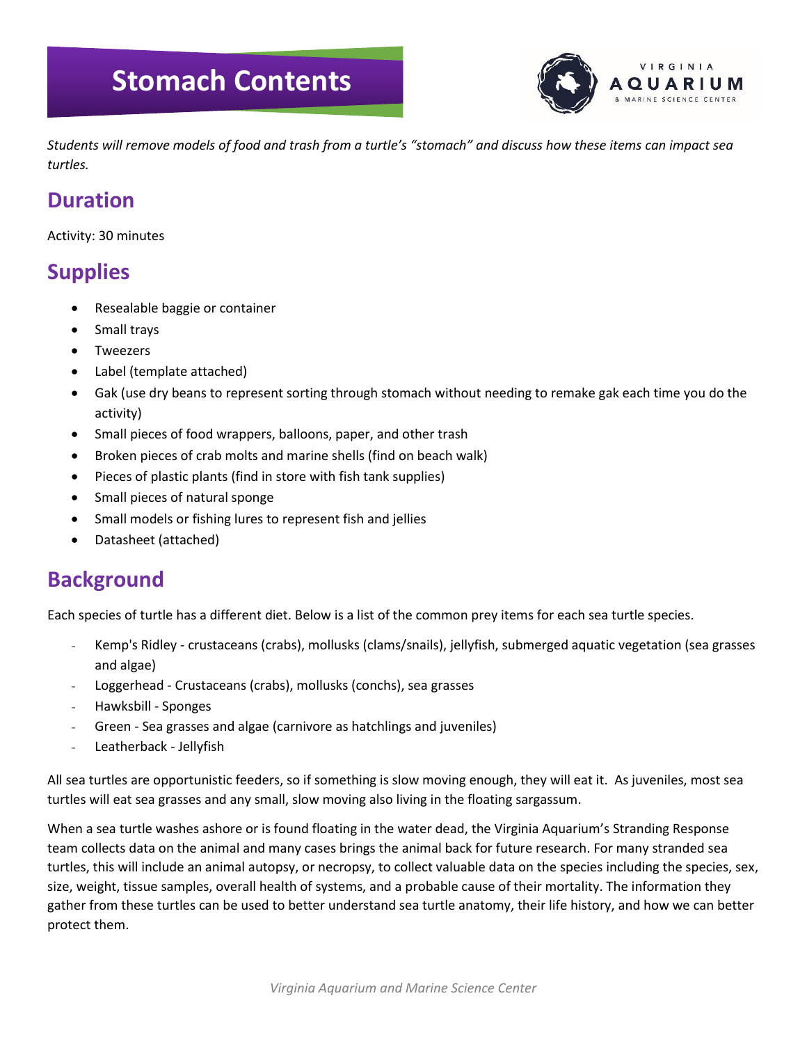# Stomach Contents

*Students will remove models of food and trash from a turtle's "stomach" and discuss how these items can impact sea turtles.*

## Duration

Activity: 30 minutes

## Supplies

- Resealable baggie or container
- Small trays
- Tweezers
- Label (template attached)
- Gak (use dry beans to represent sorting through stomach without needing to remake gak each time you do the activity)
- Small pieces of food wrappers, balloons, paper, and other trash
- Broken pieces of crab molts and marine shells (find on beach walk)
- Pieces of plastic plants (find in store with fish tank supplies)
- Small pieces of natural sponge
- Small models or fishing lures to represent fish and jellies
- Datasheet (attached)

## Background

Each species of turtle has a different diet. Below is a list of the common prey items for each sea turtle species.

- Kemp's Ridley - crustaceans (crabs), mollusks (clams/snails), jellyfish, submerged aquatic vegetation (sea grasses and algae)
- Loggerhead - Crustaceans (crabs), mollusks (conchs), sea grasses
- Hawksbill - Sponges
- Green - Sea grasses and algae (carnivore as hatchlings and juveniles)
- Leatherback - Jellyfish

All sea turtles are opportunistic feeders, so if something is slow moving enough, they will eat it. As juveniles, most sea turtles will eat sea grasses and any small, slow moving also living in the floating sargassum.

When a sea turtle washes ashore or is found floating in the water dead, the Virginia Aquarium's Stranding Response team collects data on the animal and many cases brings the animal back for future research. For many stranded sea turtles, this will include an animal autopsy, or necropsy, to collect valuable data on the species including the species, sex, size, weight, tissue samples, overall health of systems, and a probable cause of their mortality. The information they gather from these turtles can be used to better understand sea turtle anatomy, their life history, and how we can better protect them.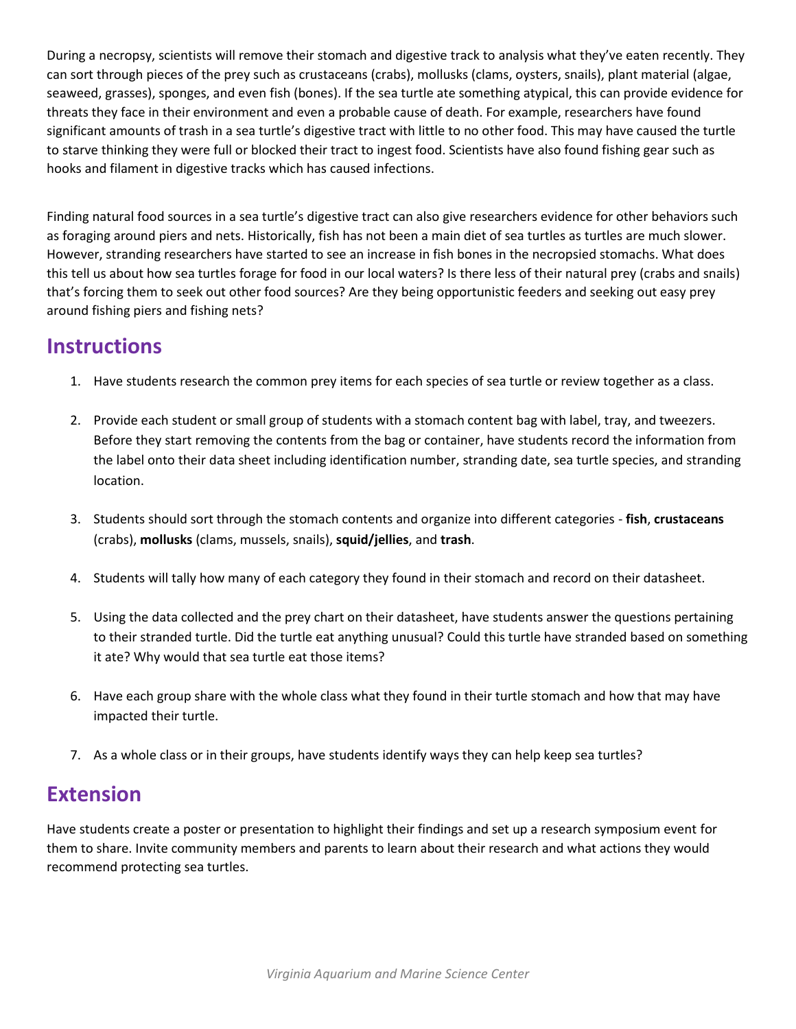During a necropsy, scientists will remove their stomach and digestive track to analysis what they've eaten recently. They can sort through pieces of the prey such as crustaceans (crabs), mollusks (clams, oysters, snails), plant material (algae, seaweed, grasses), sponges, and even fish (bones). If the sea turtle ate something atypical, this can provide evidence for threats they face in their environment and even a probable cause of death. For example, researchers have found significant amounts of trash in a sea turtle's digestive tract with little to no other food. This may have caused the turtle to starve thinking they were full or blocked their tract to ingest food. Scientists have also found fishing gear such as hooks and filament in digestive tracks which has caused infections.

Finding natural food sources in a sea turtle's digestive tract can also give researchers evidence for other behaviors such as foraging around piers and nets. Historically, fish has not been a main diet of sea turtles as turtles are much slower. However, stranding researchers have started to see an increase in fish bones in the necropsied stomachs. What does this tell us about how sea turtles forage for food in our local waters? Is there less of their natural prey (crabs and snails) that's forcing them to seek out other food sources? Are they being opportunistic feeders and seeking out easy prey around fishing piers and fishing nets?

## Instructions

1. Have students research the common prey items for each species of sea turtle or review together as a class.
2. Provide each student or small group of students with a stomach content bag with label, tray, and tweezers. Before they start removing the contents from the bag or container, have students record the information from the label onto their data sheet including identification number, stranding date, sea turtle species, and stranding location.
3. Students should sort through the stomach contents and organize into different categories - **fish**, **crustaceans** (crabs), **mollusks** (clams, mussels, snails), **squid/jellies**, and **trash**.
4. Students will tally how many of each category they found in their stomach and record on their datasheet.
5. Using the data collected and the prey chart on their datasheet, have students answer the questions pertaining to their stranded turtle. Did the turtle eat anything unusual? Could this turtle have stranded based on something it ate? Why would that sea turtle eat those items?
6. Have each group share with the whole class what they found in their turtle stomach and how that may have impacted their turtle.
7. As a whole class or in their groups, have students identify ways they can help keep sea turtles?

## Extension

Have students create a poster or presentation to highlight their findings and set up a research symposium event for them to share. Invite community members and parents to learn about their research and what actions they would recommend protecting sea turtles.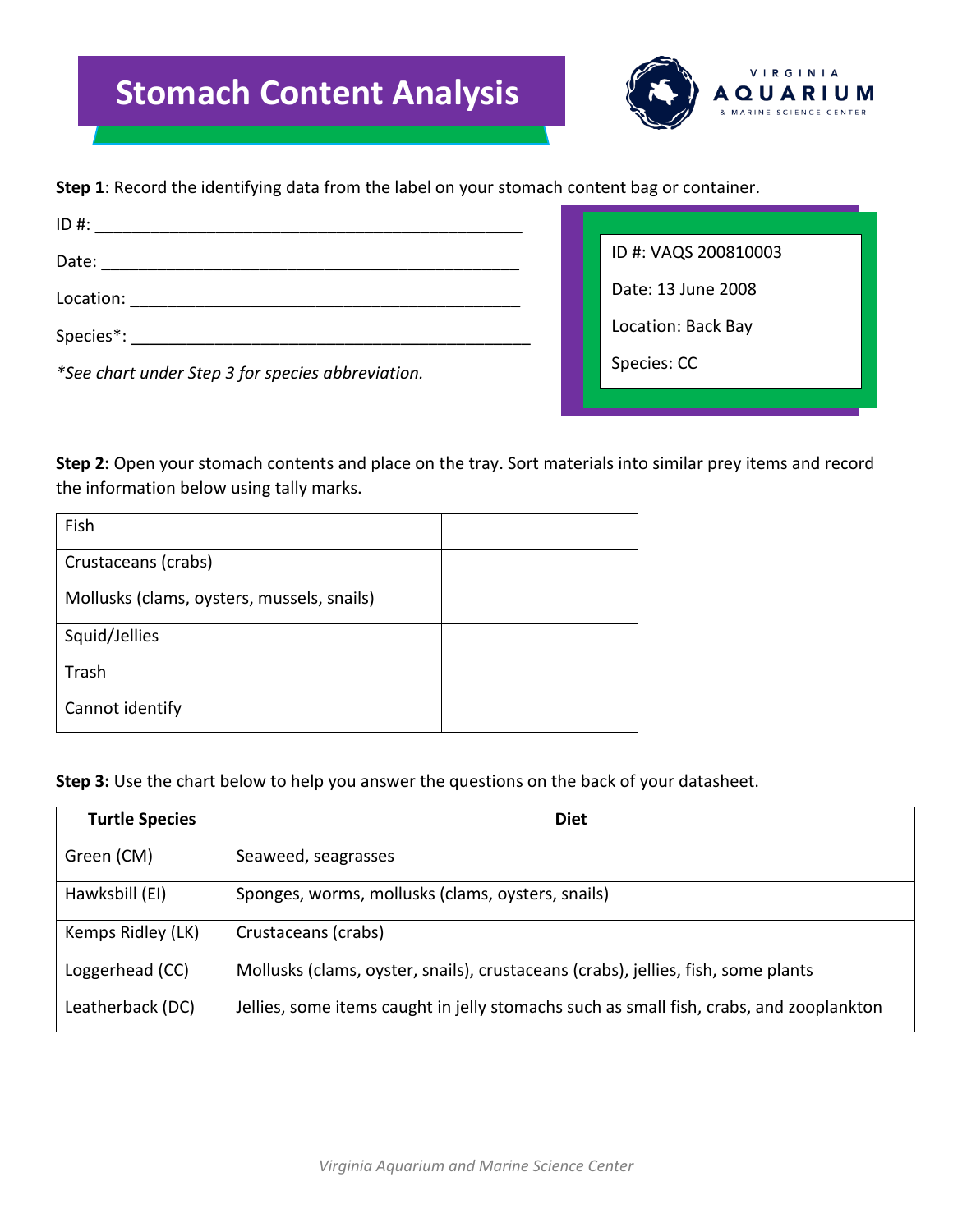# Stomach Content Analysis

**Step 1**: Record the identifying data from the label on your stomach content bag or container.

ID #: ____________________________________________

Date: ____________________________________________

Location: ________________________________________

Species*: ________________________________________

*\*See chart under Step 3 for species abbreviation.*

ID #: VAQS 200810003

Date: 13 June 2008

Location: Back Bay

Species: CC

**Step 2:** Open your stomach contents and place on the tray. Sort materials into similar prey items and record the information below using tally marks.

| | |
|---|---|
| Fish | |
| Crustaceans (crabs) | |
| Mollusks (clams, oysters, mussels, snails) | |
| Squid/Jellies | |
| Trash | |
| Cannot identify | |

**Step 3:** Use the chart below to help you answer the questions on the back of your datasheet.

| Turtle Species | Diet |
|---|---|
| Green (CM) | Seaweed, seagrasses |
| Hawksbill (EI) | Sponges, worms, mollusks (clams, oysters, snails) |
| Kemps Ridley (LK) | Crustaceans (crabs) |
| Loggerhead (CC) | Mollusks (clams, oyster, snails), crustaceans (crabs), jellies, fish, some plants |
| Leatherback (DC) | Jellies, some items caught in jelly stomachs such as small fish, crabs, and zooplankton |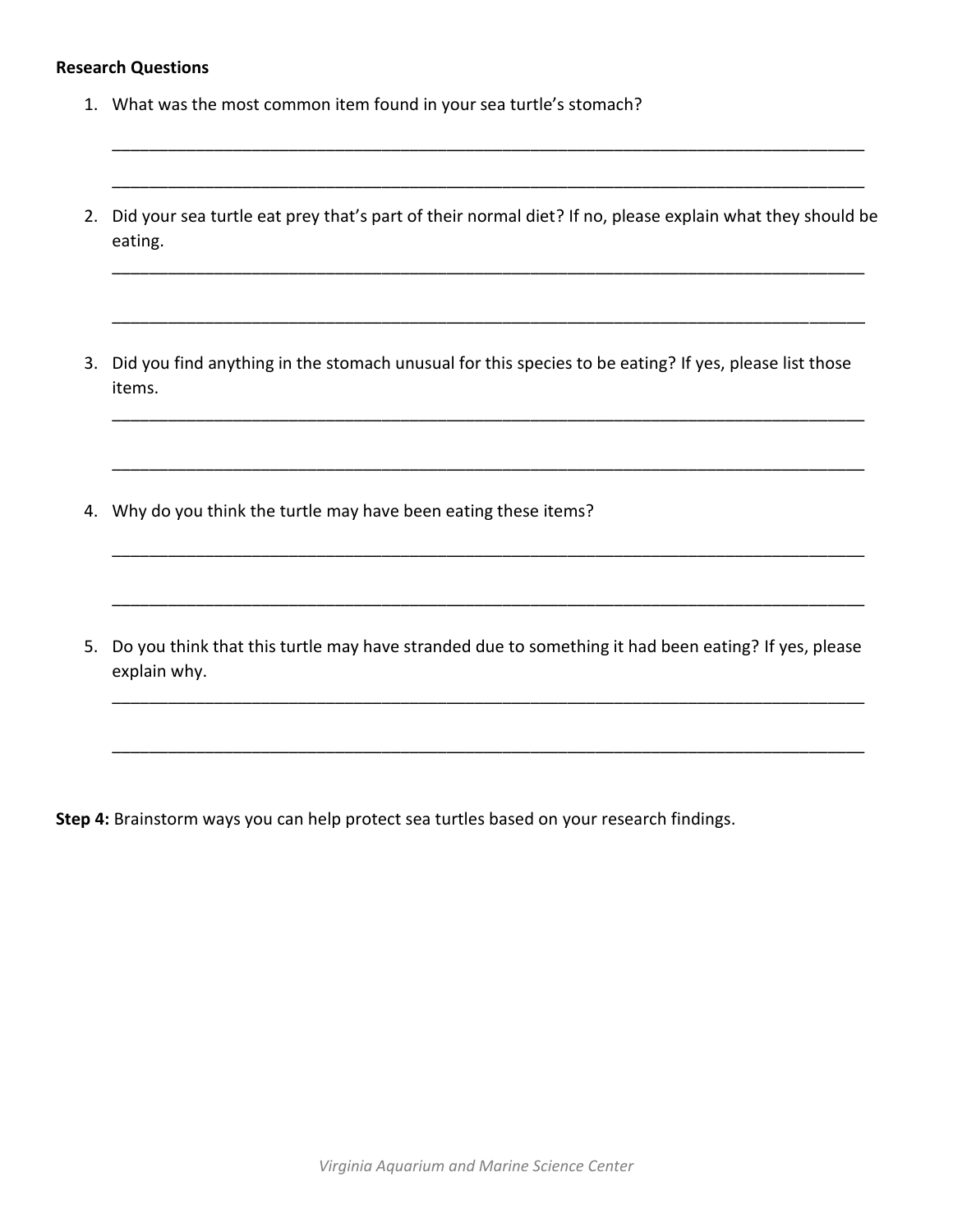**Research Questions**

1. What was the most common item found in your sea turtle's stomach?

   ________________________________________________________________________________

   ________________________________________________________________________________

2. Did your sea turtle eat prey that's part of their normal diet? If no, please explain what they should be eating.

   ________________________________________________________________________________

   ________________________________________________________________________________

3. Did you find anything in the stomach unusual for this species to be eating? If yes, please list those items.

   ________________________________________________________________________________

   ________________________________________________________________________________

4. Why do you think the turtle may have been eating these items?

   ________________________________________________________________________________

   ________________________________________________________________________________

5. Do you think that this turtle may have stranded due to something it had been eating? If yes, please explain why.

   ________________________________________________________________________________

   ________________________________________________________________________________

**Step 4:** Brainstorm ways you can help protect sea turtles based on your research findings.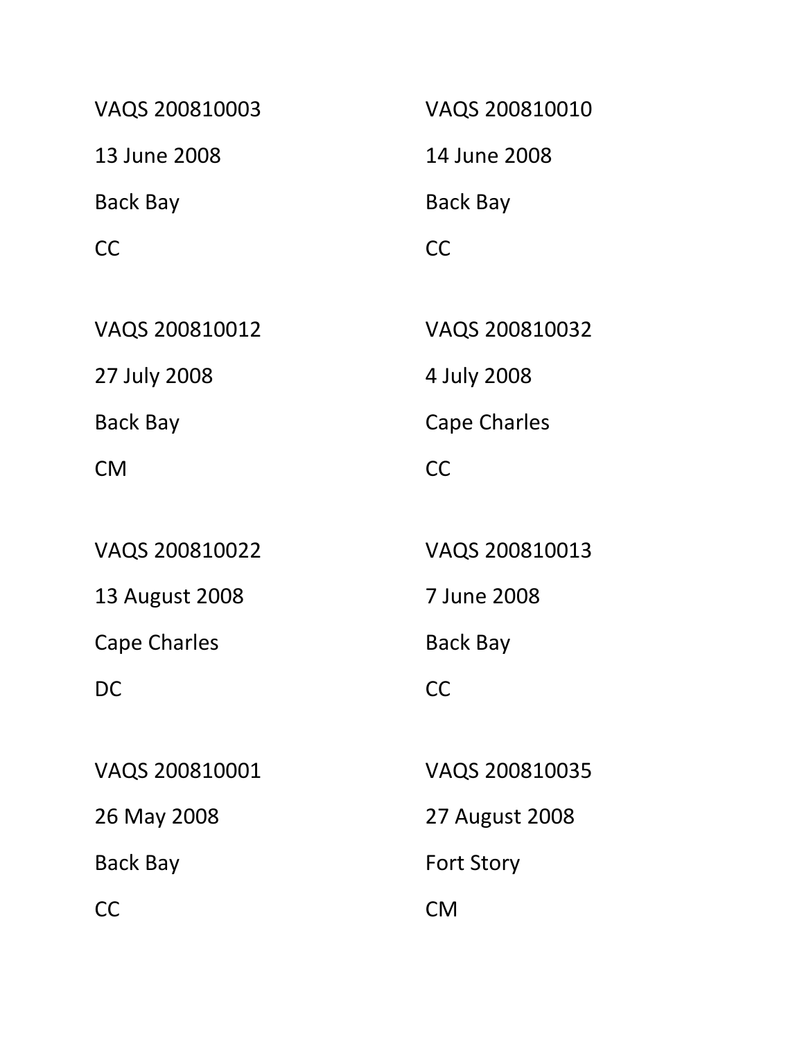VAQS 200810003

13 June 2008

Back Bay

CC

VAQS 200810010

14 June 2008

Back Bay

CC

VAQS 200810012

27 July 2008

Back Bay

CM

VAQS 200810032

4 July 2008

Cape Charles

CC

VAQS 200810022

13 August 2008

Cape Charles

DC

VAQS 200810013

7 June 2008

Back Bay

CC

VAQS 200810001

26 May 2008

Back Bay

CC

VAQS 200810035

27 August 2008

Fort Story

CM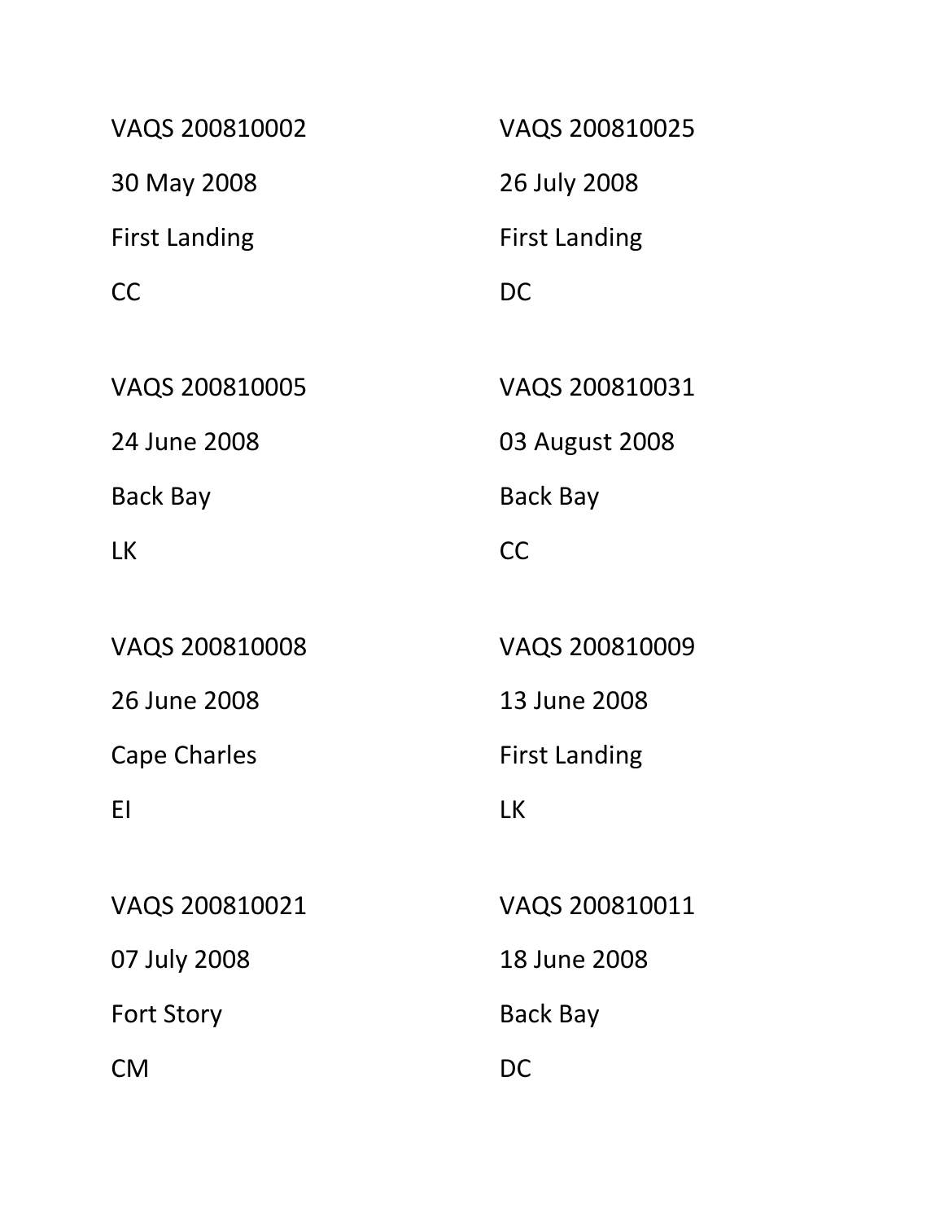VAQS 200810002

30 May 2008

First Landing

CC

VAQS 200810005

24 June 2008

Back Bay

LK

VAQS 200810008

26 June 2008

Cape Charles

EI

VAQS 200810021

07 July 2008

Fort Story

CM

VAQS 200810025

26 July 2008

First Landing

DC

VAQS 200810031

03 August 2008

Back Bay

CC

VAQS 200810009

13 June 2008

First Landing

LK

VAQS 200810011

18 June 2008

Back Bay

DC